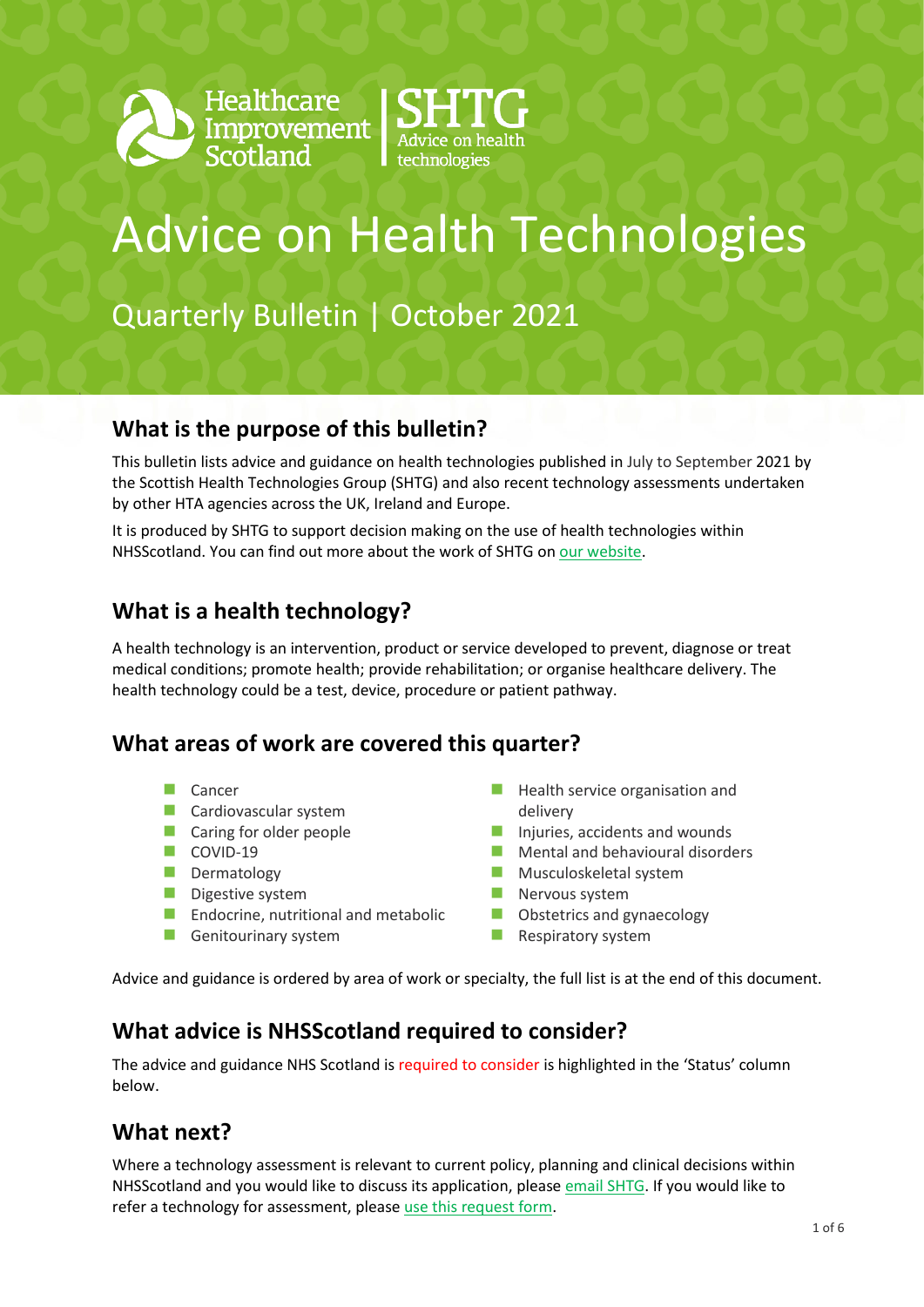Healthcare Improvement Scotland | SHTG Advice on health technologies

# Advice on Health Technologies

## Quarterly Bulletin | October 2021

## What is the purpose of this bulletin?

This bulletin lists advice and guidance on health technologies published in July to September 2021 by the Scottish Health Technologies Group (SHTG) and also recent technology assessments undertaken by other HTA agencies across the UK, Ireland and Europe.

It is produced by SHTG to support decision making on the use of health technologies within NHSScotland. You can find out more about the work of SHTG on [our website](#).

## What is a health technology?

A health technology is an intervention, product or service developed to prevent, diagnose or treat medical conditions; promote health; provide rehabilitation; or organise healthcare delivery. The health technology could be a test, device, procedure or patient pathway.

## What areas of work are covered this quarter?

- Cancer
- Cardiovascular system
- Caring for older people
- COVID-19
- Dermatology
- Digestive system
- Endocrine, nutritional and metabolic
- Genitourinary system
- Health service organisation and delivery
- Injuries, accidents and wounds
- Mental and behavioural disorders
- Musculoskeletal system
- Nervous system
- Obstetrics and gynaecology
- Respiratory system

Advice and guidance is ordered by area of work or specialty, the full list is at the end of this document.

## What advice is NHSScotland required to consider?

The advice and guidance NHS Scotland is required to consider is highlighted in the 'Status' column below.

## What next?

Where a technology assessment is relevant to current policy, planning and clinical decisions within NHSScotland and you would like to discuss its application, please [email SHTG](#). If you would like to refer a technology for assessment, please [use this request form](#).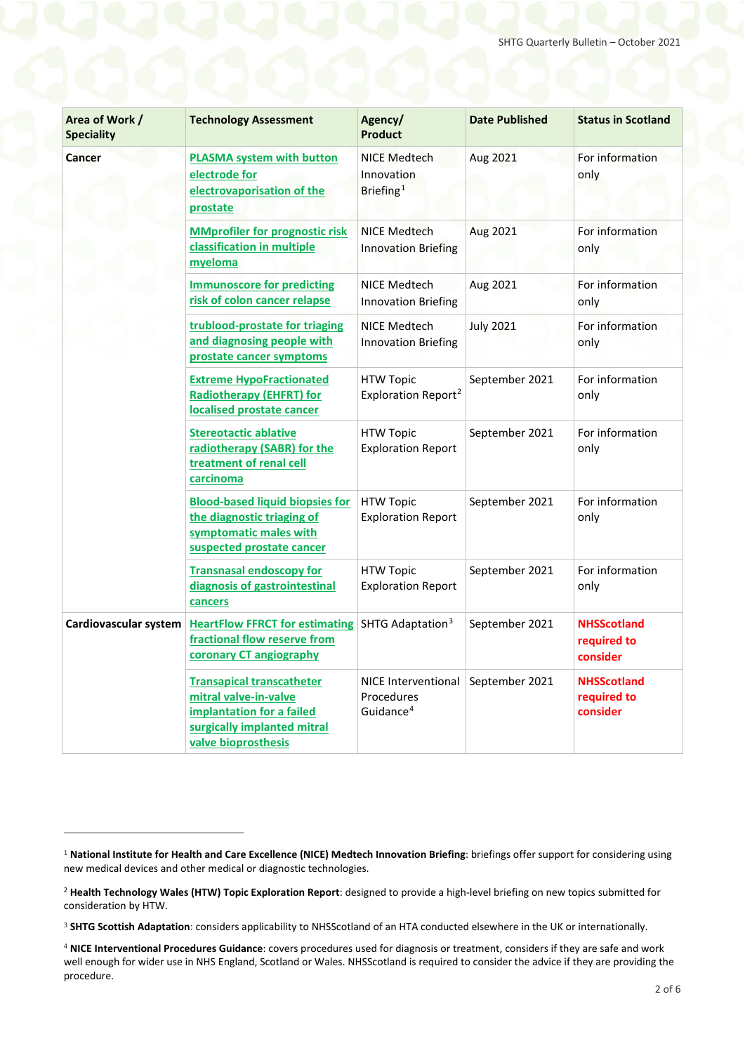| Area of Work / Speciality | Technology Assessment | Agency/ Product | Date Published | Status in Scotland |
|---|---|---|---|---|
| Cancer | PLASMA system with button electrode for electrovaporisation of the prostate | NICE Medtech Innovation Briefing[1] | Aug 2021 | For information only |
| | MMprofiler for prognostic risk classification in multiple myeloma | NICE Medtech Innovation Briefing | Aug 2021 | For information only |
| | Immunoscore for predicting risk of colon cancer relapse | NICE Medtech Innovation Briefing | Aug 2021 | For information only |
| | trublood-prostate for triaging and diagnosing people with prostate cancer symptoms | NICE Medtech Innovation Briefing | July 2021 | For information only |
| | Extreme HypoFractionated Radiotherapy (EHFRT) for localised prostate cancer | HTW Topic Exploration Report[2] | September 2021 | For information only |
| | Stereotactic ablative radiotherapy (SABR) for the treatment of renal cell carcinoma | HTW Topic Exploration Report | September 2021 | For information only |
| | Blood-based liquid biopsies for the diagnostic triaging of symptomatic males with suspected prostate cancer | HTW Topic Exploration Report | September 2021 | For information only |
| | Transnasal endoscopy for diagnosis of gastrointestinal cancers | HTW Topic Exploration Report | September 2021 | For information only |
| Cardiovascular system | HeartFlow FFRCT for estimating fractional flow reserve from coronary CT angiography | SHTG Adaptation[3] | September 2021 | **NHSScotland required to consider** |
| | Transapical transcatheter mitral valve-in-valve implantation for a failed surgically implanted mitral valve bioprosthesis | NICE Interventional Procedures Guidance[4] | September 2021 | **NHSScotland required to consider** |

[1] **National Institute for Health and Care Excellence (NICE) Medtech Innovation Briefing**: briefings offer support for considering using new medical devices and other medical or diagnostic technologies.

[2] **Health Technology Wales (HTW) Topic Exploration Report**: designed to provide a high-level briefing on new topics submitted for consideration by HTW.

[3] **SHTG Scottish Adaptation**: considers applicability to NHSScotland of an HTA conducted elsewhere in the UK or internationally.

[4] **NICE Interventional Procedures Guidance**: covers procedures used for diagnosis or treatment, considers if they are safe and work well enough for wider use in NHS England, Scotland or Wales. NHSScotland is required to consider the advice if they are providing the procedure.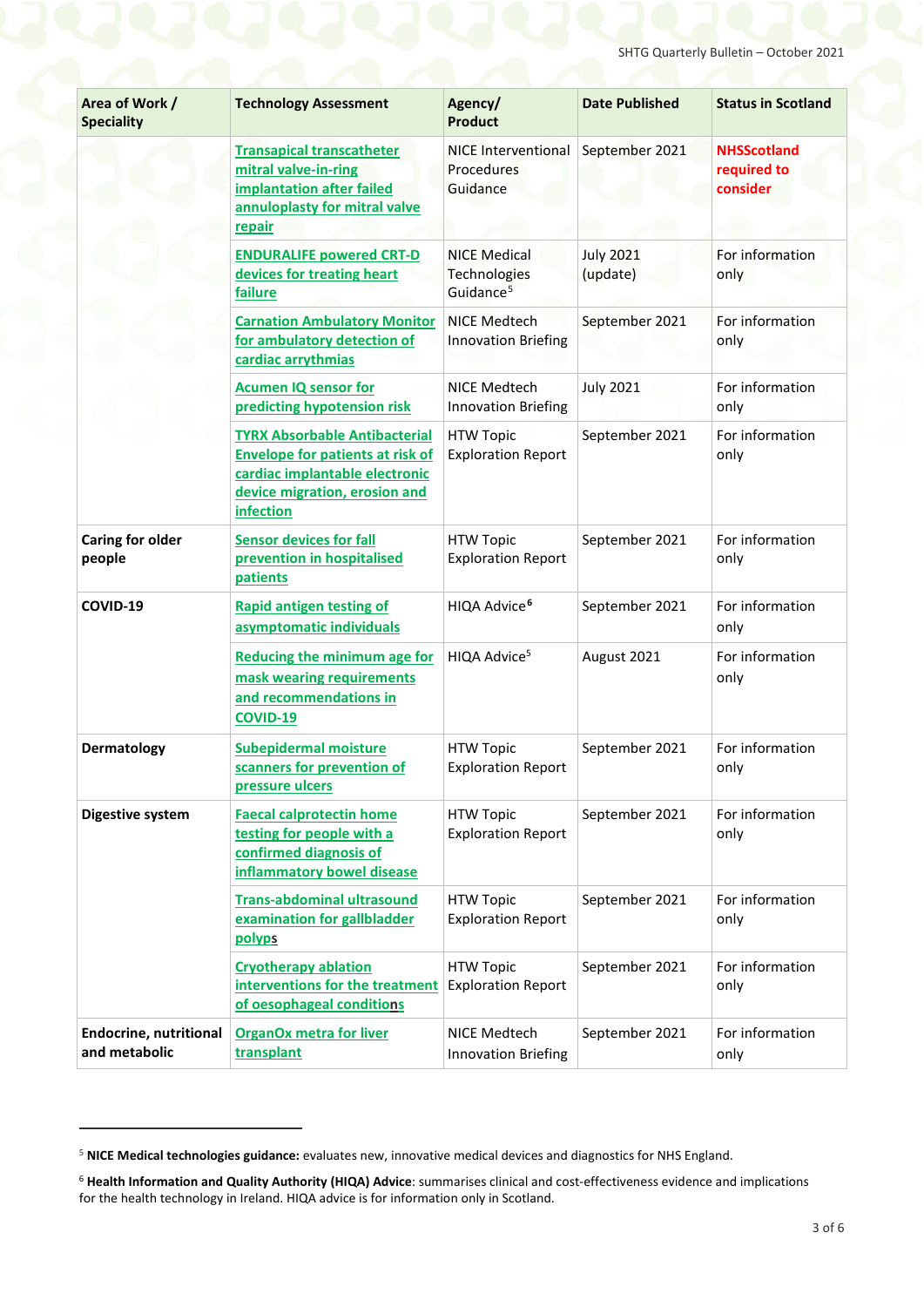| Area of Work / Speciality | Technology Assessment | Agency/ Product | Date Published | Status in Scotland |
|---|---|---|---|---|
| | Transapical transcatheter mitral valve-in-ring implantation after failed annuloplasty for mitral valve repair | NICE Interventional Procedures Guidance | September 2021 | **NHSScotland required to consider** |
| | ENDURALIFE powered CRT-D devices for treating heart failure | NICE Medical Technologies Guidance[5] | July 2021 (update) | For information only |
| | Carnation Ambulatory Monitor for ambulatory detection of cardiac arrythmias | NICE Medtech Innovation Briefing | September 2021 | For information only |
| | Acumen IQ sensor for predicting hypotension risk | NICE Medtech Innovation Briefing | July 2021 | For information only |
| | TYRX Absorbable Antibacterial Envelope for patients at risk of cardiac implantable electronic device migration, erosion and infection | HTW Topic Exploration Report | September 2021 | For information only |
| **Caring for older people** | Sensor devices for fall prevention in hospitalised patients | HTW Topic Exploration Report | September 2021 | For information only |
| **COVID-19** | Rapid antigen testing of asymptomatic individuals | HIQA Advice[6] | September 2021 | For information only |
| | Reducing the minimum age for mask wearing requirements and recommendations in COVID-19 | HIQA Advice[5] | August 2021 | For information only |
| **Dermatology** | Subepidermal moisture scanners for prevention of pressure ulcers | HTW Topic Exploration Report | September 2021 | For information only |
| **Digestive system** | Faecal calprotectin home testing for people with a confirmed diagnosis of inflammatory bowel disease | HTW Topic Exploration Report | September 2021 | For information only |
| | Trans-abdominal ultrasound examination for gallbladder polyps | HTW Topic Exploration Report | September 2021 | For information only |
| | Cryotherapy ablation interventions for the treatment of oesophageal conditions | HTW Topic Exploration Report | September 2021 | For information only |
| **Endocrine, nutritional and metabolic** | OrganOx metra for liver transplant | NICE Medtech Innovation Briefing | September 2021 | For information only |

[5] **NICE Medical technologies guidance:** evaluates new, innovative medical devices and diagnostics for NHS England.

[6] **Health Information and Quality Authority (HIQA) Advice**: summarises clinical and cost-effectiveness evidence and implications for the health technology in Ireland. HIQA advice is for information only in Scotland.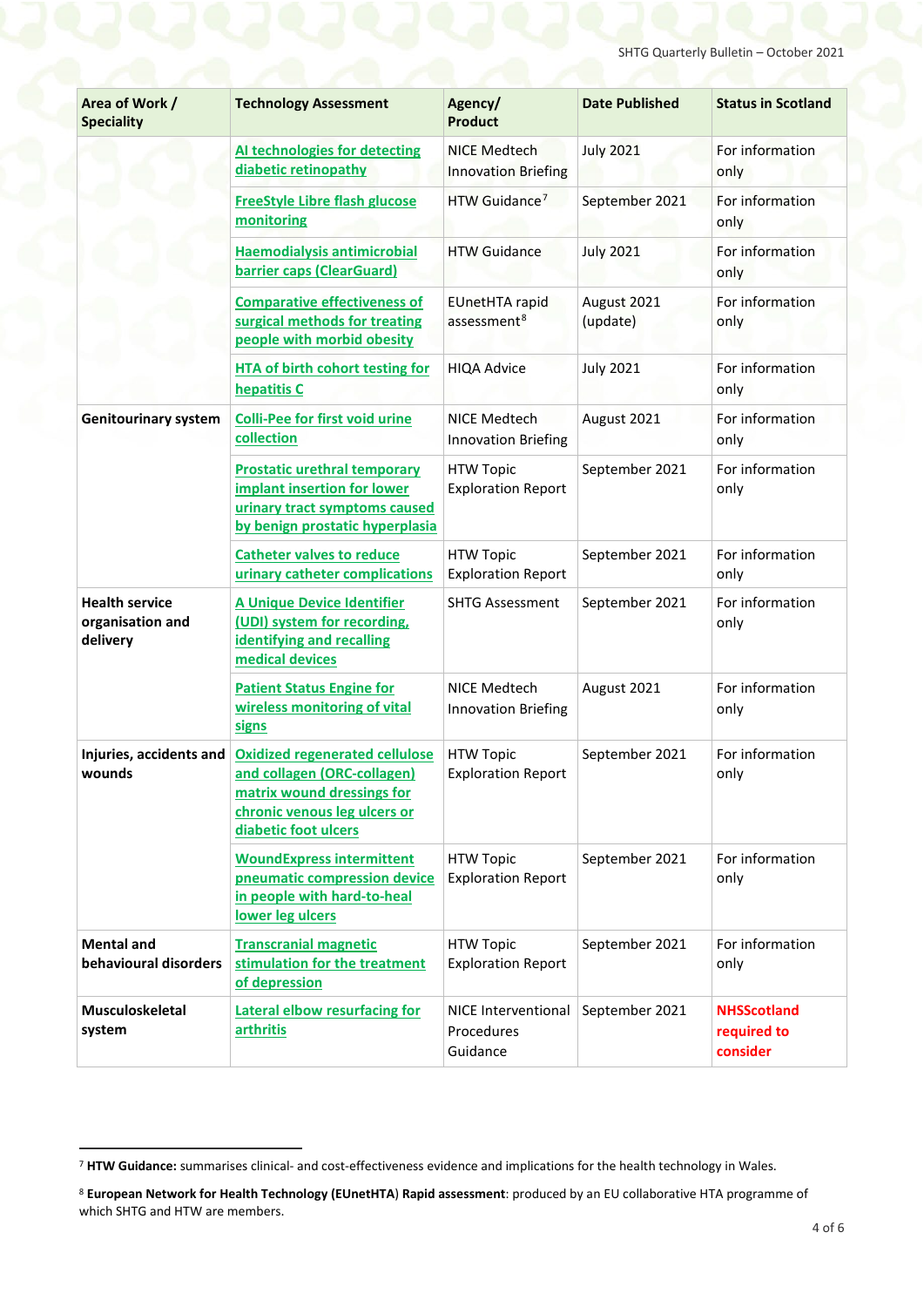| Area of Work / Speciality | Technology Assessment | Agency/ Product | Date Published | Status in Scotland |
|---|---|---|---|---|
| | AI technologies for detecting diabetic retinopathy | NICE Medtech Innovation Briefing | July 2021 | For information only |
| | FreeStyle Libre flash glucose monitoring | HTW Guidance[7] | September 2021 | For information only |
| | Haemodialysis antimicrobial barrier caps (ClearGuard) | HTW Guidance | July 2021 | For information only |
| | Comparative effectiveness of surgical methods for treating people with morbid obesity | EUnetHTA rapid assessment[8] | August 2021 (update) | For information only |
| | HTA of birth cohort testing for hepatitis C | HIQA Advice | July 2021 | For information only |
| **Genitourinary system** | Colli-Pee for first void urine collection | NICE Medtech Innovation Briefing | August 2021 | For information only |
| | Prostatic urethral temporary implant insertion for lower urinary tract symptoms caused by benign prostatic hyperplasia | HTW Topic Exploration Report | September 2021 | For information only |
| | Catheter valves to reduce urinary catheter complications | HTW Topic Exploration Report | September 2021 | For information only |
| **Health service organisation and delivery** | A Unique Device Identifier (UDI) system for recording, identifying and recalling medical devices | SHTG Assessment | September 2021 | For information only |
| | Patient Status Engine for wireless monitoring of vital signs | NICE Medtech Innovation Briefing | August 2021 | For information only |
| **Injuries, accidents and wounds** | Oxidized regenerated cellulose and collagen (ORC-collagen) matrix wound dressings for chronic venous leg ulcers or diabetic foot ulcers | HTW Topic Exploration Report | September 2021 | For information only |
| | WoundExpress intermittent pneumatic compression device in people with hard-to-heal lower leg ulcers | HTW Topic Exploration Report | September 2021 | For information only |
| **Mental and behavioural disorders** | Transcranial magnetic stimulation for the treatment of depression | HTW Topic Exploration Report | September 2021 | For information only |
| **Musculoskeletal system** | Lateral elbow resurfacing for arthritis | NICE Interventional Procedures Guidance | September 2021 | **NHSScotland required to consider** |

[7] **HTW Guidance:** summarises clinical- and cost-effectiveness evidence and implications for the health technology in Wales.

[8] **European Network for Health Technology (EUnetHTA) Rapid assessment**: produced by an EU collaborative HTA programme of which SHTG and HTW are members.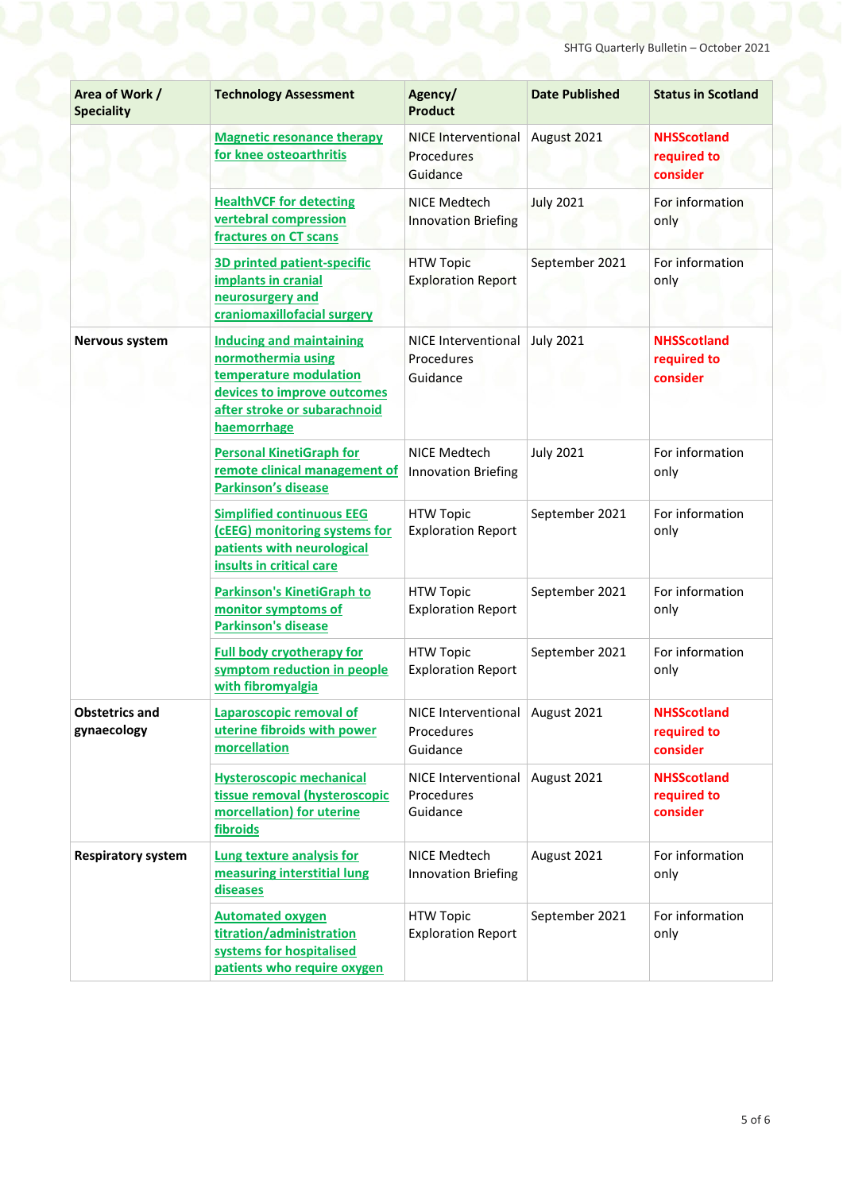| Area of Work / Speciality | Technology Assessment | Agency/ Product | Date Published | Status in Scotland |
|---|---|---|---|---|
| | Magnetic resonance therapy for knee osteoarthritis | NICE Interventional Procedures Guidance | August 2021 | **NHSScotland required to consider** |
| | HealthVCF for detecting vertebral compression fractures on CT scans | NICE Medtech Innovation Briefing | July 2021 | For information only |
| | 3D printed patient-specific implants in cranial neurosurgery and craniomaxillofacial surgery | HTW Topic Exploration Report | September 2021 | For information only |
| **Nervous system** | Inducing and maintaining normothermia using temperature modulation devices to improve outcomes after stroke or subarachnoid haemorrhage | NICE Interventional Procedures Guidance | July 2021 | **NHSScotland required to consider** |
| | Personal KinetiGraph for remote clinical management of Parkinson's disease | NICE Medtech Innovation Briefing | July 2021 | For information only |
| | Simplified continuous EEG (cEEG) monitoring systems for patients with neurological insults in critical care | HTW Topic Exploration Report | September 2021 | For information only |
| | Parkinson's KinetiGraph to monitor symptoms of Parkinson's disease | HTW Topic Exploration Report | September 2021 | For information only |
| | Full body cryotherapy for symptom reduction in people with fibromyalgia | HTW Topic Exploration Report | September 2021 | For information only |
| **Obstetrics and gynaecology** | Laparoscopic removal of uterine fibroids with power morcellation | NICE Interventional Procedures Guidance | August 2021 | **NHSScotland required to consider** |
| | Hysteroscopic mechanical tissue removal (hysteroscopic morcellation) for uterine fibroids | NICE Interventional Procedures Guidance | August 2021 | **NHSScotland required to consider** |
| **Respiratory system** | Lung texture analysis for measuring interstitial lung diseases | NICE Medtech Innovation Briefing | August 2021 | For information only |
| | Automated oxygen titration/administration systems for hospitalised patients who require oxygen | HTW Topic Exploration Report | September 2021 | For information only |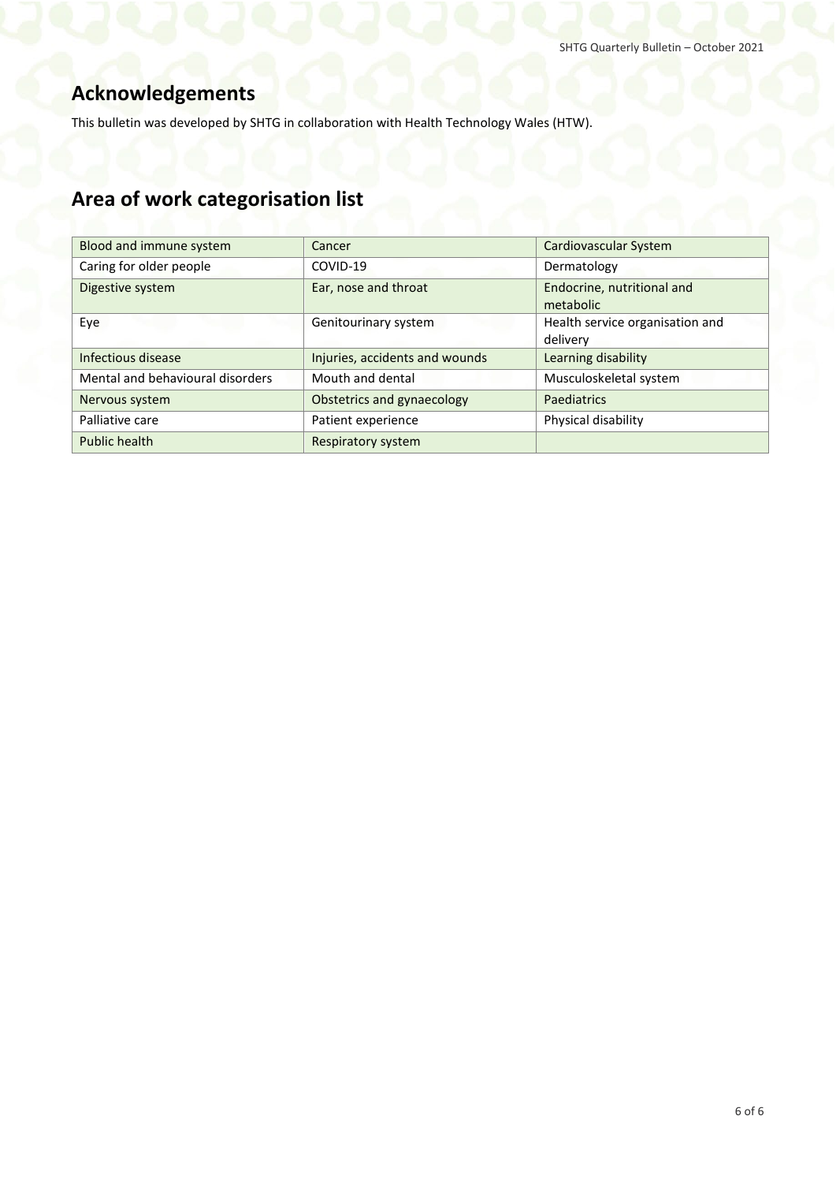## Acknowledgements

This bulletin was developed by SHTG in collaboration with Health Technology Wales (HTW).

## Area of work categorisation list

| | | |
|---|---|---|
| Blood and immune system | Cancer | Cardiovascular System |
| Caring for older people | COVID-19 | Dermatology |
| Digestive system | Ear, nose and throat | Endocrine, nutritional and metabolic |
| Eye | Genitourinary system | Health service organisation and delivery |
| Infectious disease | Injuries, accidents and wounds | Learning disability |
| Mental and behavioural disorders | Mouth and dental | Musculoskeletal system |
| Nervous system | Obstetrics and gynaecology | Paediatrics |
| Palliative care | Patient experience | Physical disability |
| Public health | Respiratory system | |